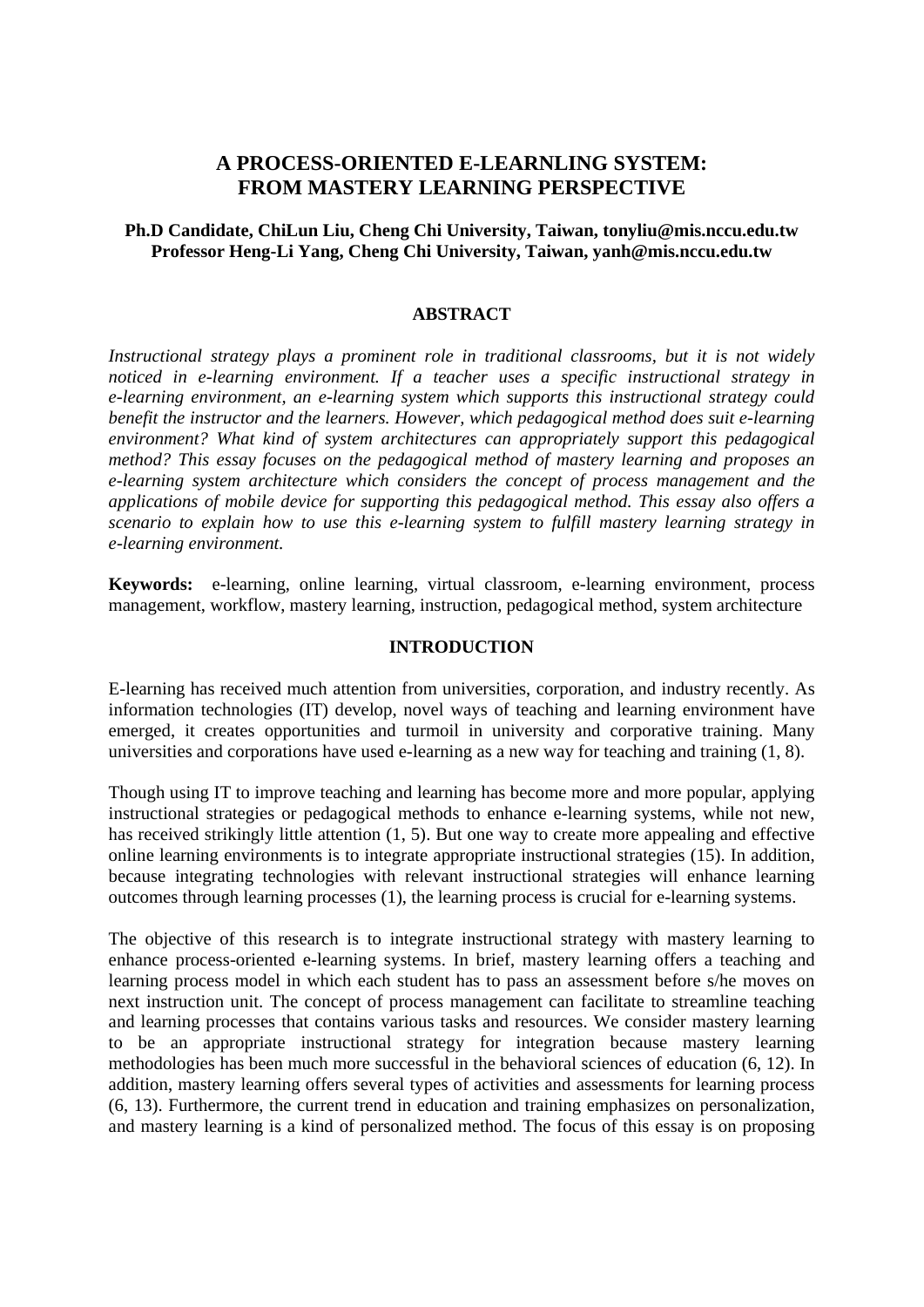# A PROCESS-ORIENTED E-LEARNLING SYSTEM: FROM MASTERY LEARNING PERSPECTIVE

**Ph.D Candidate, ChiLun Liu, Cheng Chi University, Taiwan, tonyliu@mis.nccu.edu.tw**
**Professor Heng-Li Yang, Cheng Chi University, Taiwan, yanh@mis.nccu.edu.tw**

## ABSTRACT

*Instructional strategy plays a prominent role in traditional classrooms, but it is not widely noticed in e-learning environment. If a teacher uses a specific instructional strategy in e-learning environment, an e-learning system which supports this instructional strategy could benefit the instructor and the learners. However, which pedagogical method does suit e-learning environment? What kind of system architectures can appropriately support this pedagogical method? This essay focuses on the pedagogical method of mastery learning and proposes an e-learning system architecture which considers the concept of process management and the applications of mobile device for supporting this pedagogical method. This essay also offers a scenario to explain how to use this e-learning system to fulfill mastery learning strategy in e-learning environment.*

**Keywords:** e-learning, online learning, virtual classroom, e-learning environment, process management, workflow, mastery learning, instruction, pedagogical method, system architecture

## INTRODUCTION

E-learning has received much attention from universities, corporation, and industry recently. As information technologies (IT) develop, novel ways of teaching and learning environment have emerged, it creates opportunities and turmoil in university and corporative training. Many universities and corporations have used e-learning as a new way for teaching and training (1, 8).

Though using IT to improve teaching and learning has become more and more popular, applying instructional strategies or pedagogical methods to enhance e-learning systems, while not new, has received strikingly little attention (1, 5). But one way to create more appealing and effective online learning environments is to integrate appropriate instructional strategies (15). In addition, because integrating technologies with relevant instructional strategies will enhance learning outcomes through learning processes (1), the learning process is crucial for e-learning systems.

The objective of this research is to integrate instructional strategy with mastery learning to enhance process-oriented e-learning systems. In brief, mastery learning offers a teaching and learning process model in which each student has to pass an assessment before s/he moves on next instruction unit. The concept of process management can facilitate to streamline teaching and learning processes that contains various tasks and resources. We consider mastery learning to be an appropriate instructional strategy for integration because mastery learning methodologies has been much more successful in the behavioral sciences of education (6, 12). In addition, mastery learning offers several types of activities and assessments for learning process (6, 13). Furthermore, the current trend in education and training emphasizes on personalization, and mastery learning is a kind of personalized method. The focus of this essay is on proposing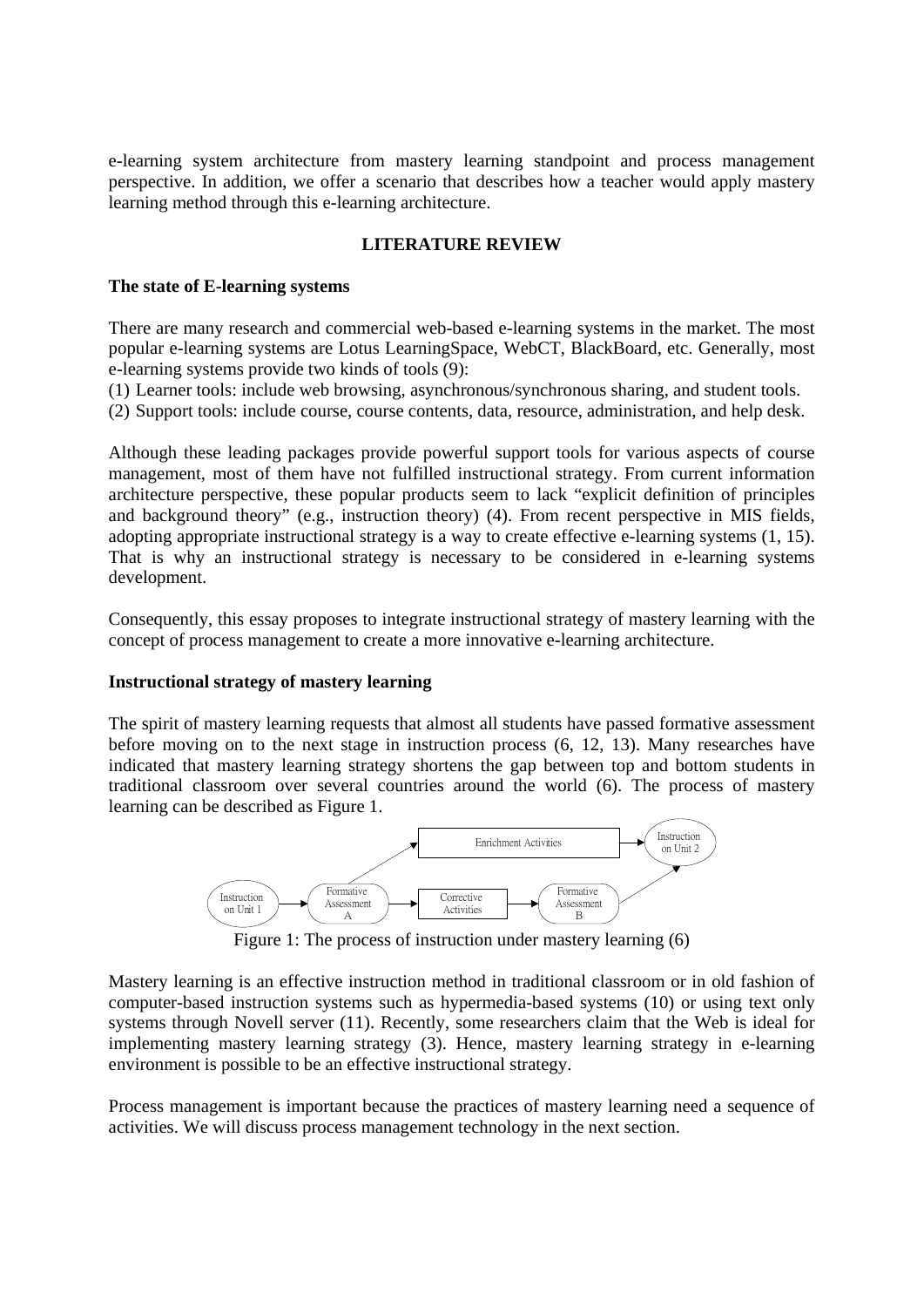e-learning system architecture from mastery learning standpoint and process management perspective. In addition, we offer a scenario that describes how a teacher would apply mastery learning method through this e-learning architecture.

## LITERATURE REVIEW

### The state of E-learning systems

There are many research and commercial web-based e-learning systems in the market. The most popular e-learning systems are Lotus LearningSpace, WebCT, BlackBoard, etc. Generally, most e-learning systems provide two kinds of tools (9):

(1) Learner tools: include web browsing, asynchronous/synchronous sharing, and student tools.
(2) Support tools: include course, course contents, data, resource, administration, and help desk.

Although these leading packages provide powerful support tools for various aspects of course management, most of them have not fulfilled instructional strategy. From current information architecture perspective, these popular products seem to lack "explicit definition of principles and background theory" (e.g., instruction theory) (4). From recent perspective in MIS fields, adopting appropriate instructional strategy is a way to create effective e-learning systems (1, 15). That is why an instructional strategy is necessary to be considered in e-learning systems development.

Consequently, this essay proposes to integrate instructional strategy of mastery learning with the concept of process management to create a more innovative e-learning architecture.

### Instructional strategy of mastery learning

The spirit of mastery learning requests that almost all students have passed formative assessment before moving on to the next stage in instruction process (6, 12, 13). Many researches have indicated that mastery learning strategy shortens the gap between top and bottom students in traditional classroom over several countries around the world (6). The process of mastery learning can be described as Figure 1.

Instruction on Unit 1 → Formative Assessment A → Corrective Activities → Formative Assessment B → Instruction on Unit 2

Formative Assessment A → Enrichment Activities → Instruction on Unit 2

Figure 1: The process of instruction under mastery learning (6)

Mastery learning is an effective instruction method in traditional classroom or in old fashion of computer-based instruction systems such as hypermedia-based systems (10) or using text only systems through Novell server (11). Recently, some researchers claim that the Web is ideal for implementing mastery learning strategy (3). Hence, mastery learning strategy in e-learning environment is possible to be an effective instructional strategy.

Process management is important because the practices of mastery learning need a sequence of activities. We will discuss process management technology in the next section.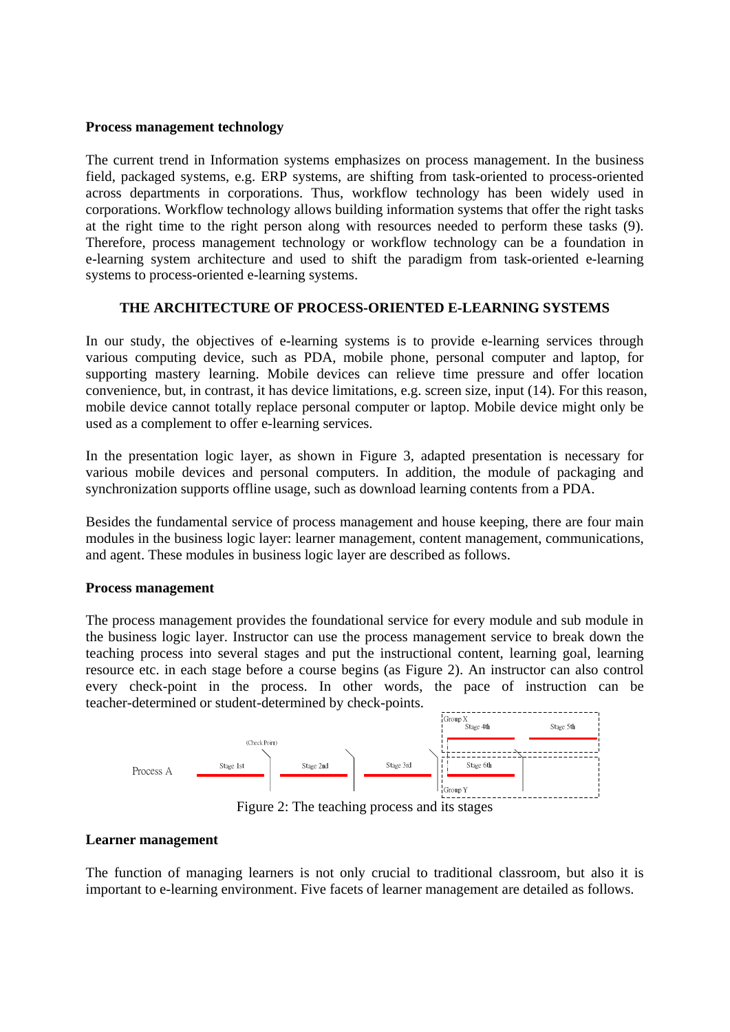**Process management technology**

The current trend in Information systems emphasizes on process management. In the business field, packaged systems, e.g. ERP systems, are shifting from task-oriented to process-oriented across departments in corporations. Thus, workflow technology has been widely used in corporations. Workflow technology allows building information systems that offer the right tasks at the right time to the right person along with resources needed to perform these tasks (9). Therefore, process management technology or workflow technology can be a foundation in e-learning system architecture and used to shift the paradigm from task-oriented e-learning systems to process-oriented e-learning systems.

## THE ARCHITECTURE OF PROCESS-ORIENTED E-LEARNING SYSTEMS

In our study, the objectives of e-learning systems is to provide e-learning services through various computing device, such as PDA, mobile phone, personal computer and laptop, for supporting mastery learning. Mobile devices can relieve time pressure and offer location convenience, but, in contrast, it has device limitations, e.g. screen size, input (14). For this reason, mobile device cannot totally replace personal computer or laptop. Mobile device might only be used as a complement to offer e-learning services.

In the presentation logic layer, as shown in Figure 3, adapted presentation is necessary for various mobile devices and personal computers. In addition, the module of packaging and synchronization supports offline usage, such as download learning contents from a PDA.

Besides the fundamental service of process management and house keeping, there are four main modules in the business logic layer: learner management, content management, communications, and agent. These modules in business logic layer are described as follows.

**Process management**

The process management provides the foundational service for every module and sub module in the business logic layer. Instructor can use the process management service to break down the teaching process into several stages and put the instructional content, learning goal, learning resource etc. in each stage before a course begins (as Figure 2). An instructor can also control every check-point in the process. In other words, the pace of instruction can be teacher-determined or student-determined by check-points.

Process A — Stage 1st — (Check Point) — Stage 2nd — Stage 3rd — Group X: Stage 4th, Stage 5th; Group Y: Stage 6th

Figure 2: The teaching process and its stages

**Learner management**

The function of managing learners is not only crucial to traditional classroom, but also it is important to e-learning environment. Five facets of learner management are detailed as follows.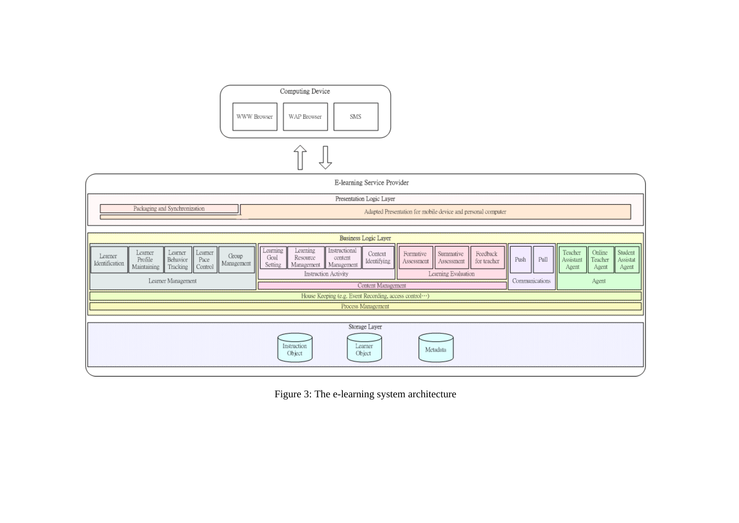Figure 3: The e-learning system architecture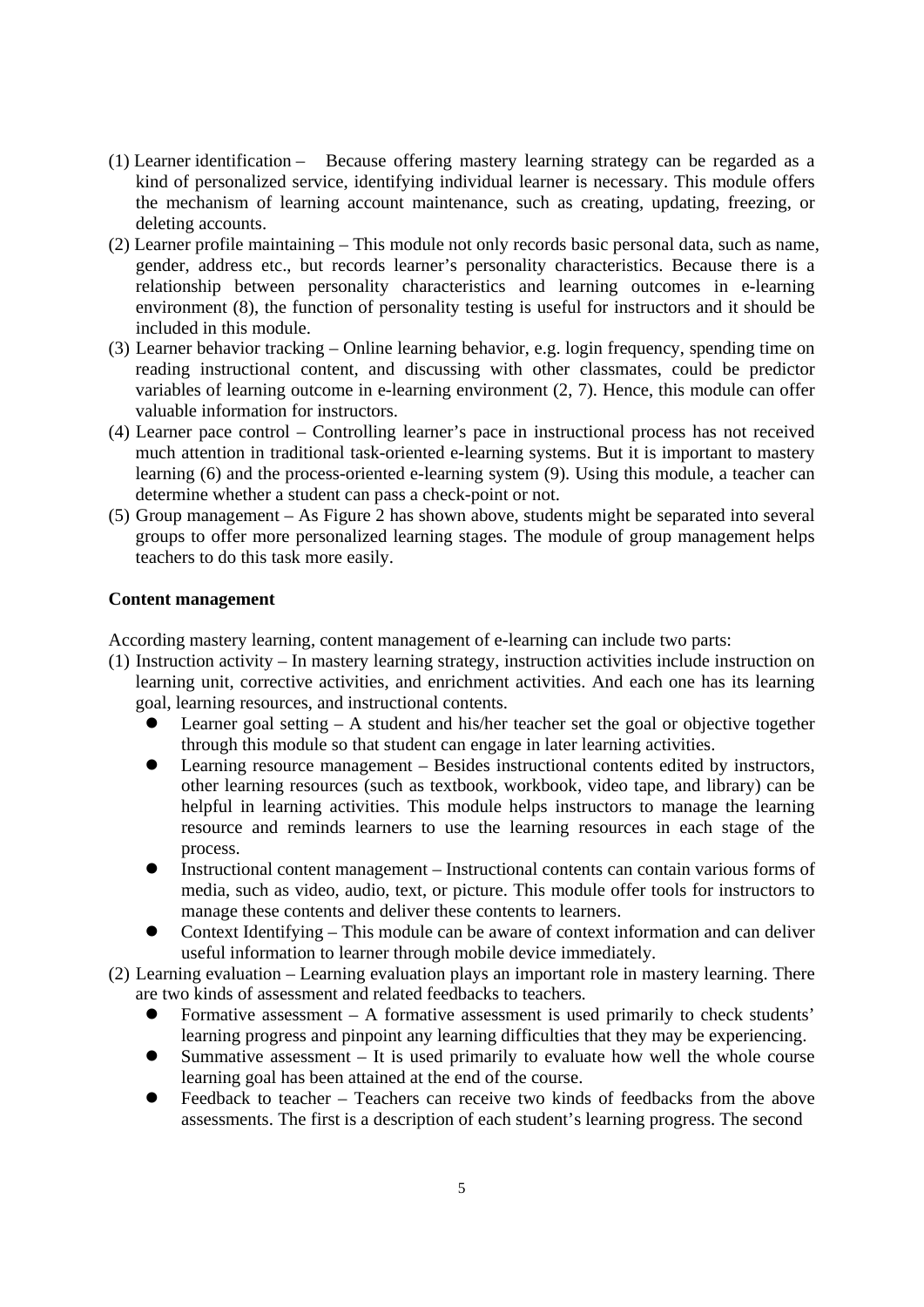(1) Learner identification – Because offering mastery learning strategy can be regarded as a kind of personalized service, identifying individual learner is necessary. This module offers the mechanism of learning account maintenance, such as creating, updating, freezing, or deleting accounts.

(2) Learner profile maintaining – This module not only records basic personal data, such as name, gender, address etc., but records learner's personality characteristics. Because there is a relationship between personality characteristics and learning outcomes in e-learning environment (8), the function of personality testing is useful for instructors and it should be included in this module.

(3) Learner behavior tracking – Online learning behavior, e.g. login frequency, spending time on reading instructional content, and discussing with other classmates, could be predictor variables of learning outcome in e-learning environment (2, 7). Hence, this module can offer valuable information for instructors.

(4) Learner pace control – Controlling learner's pace in instructional process has not received much attention in traditional task-oriented e-learning systems. But it is important to mastery learning (6) and the process-oriented e-learning system (9). Using this module, a teacher can determine whether a student can pass a check-point or not.

(5) Group management – As Figure 2 has shown above, students might be separated into several groups to offer more personalized learning stages. The module of group management helps teachers to do this task more easily.

**Content management**

According mastery learning, content management of e-learning can include two parts:

(1) Instruction activity – In mastery learning strategy, instruction activities include instruction on learning unit, corrective activities, and enrichment activities. And each one has its learning goal, learning resources, and instructional contents.

- Learner goal setting – A student and his/her teacher set the goal or objective together through this module so that student can engage in later learning activities.
- Learning resource management – Besides instructional contents edited by instructors, other learning resources (such as textbook, workbook, video tape, and library) can be helpful in learning activities. This module helps instructors to manage the learning resource and reminds learners to use the learning resources in each stage of the process.
- Instructional content management – Instructional contents can contain various forms of media, such as video, audio, text, or picture. This module offer tools for instructors to manage these contents and deliver these contents to learners.
- Context Identifying – This module can be aware of context information and can deliver useful information to learner through mobile device immediately.

(2) Learning evaluation – Learning evaluation plays an important role in mastery learning. There are two kinds of assessment and related feedbacks to teachers.

- Formative assessment – A formative assessment is used primarily to check students' learning progress and pinpoint any learning difficulties that they may be experiencing.
- Summative assessment – It is used primarily to evaluate how well the whole course learning goal has been attained at the end of the course.
- Feedback to teacher – Teachers can receive two kinds of feedbacks from the above assessments. The first is a description of each student's learning progress. The second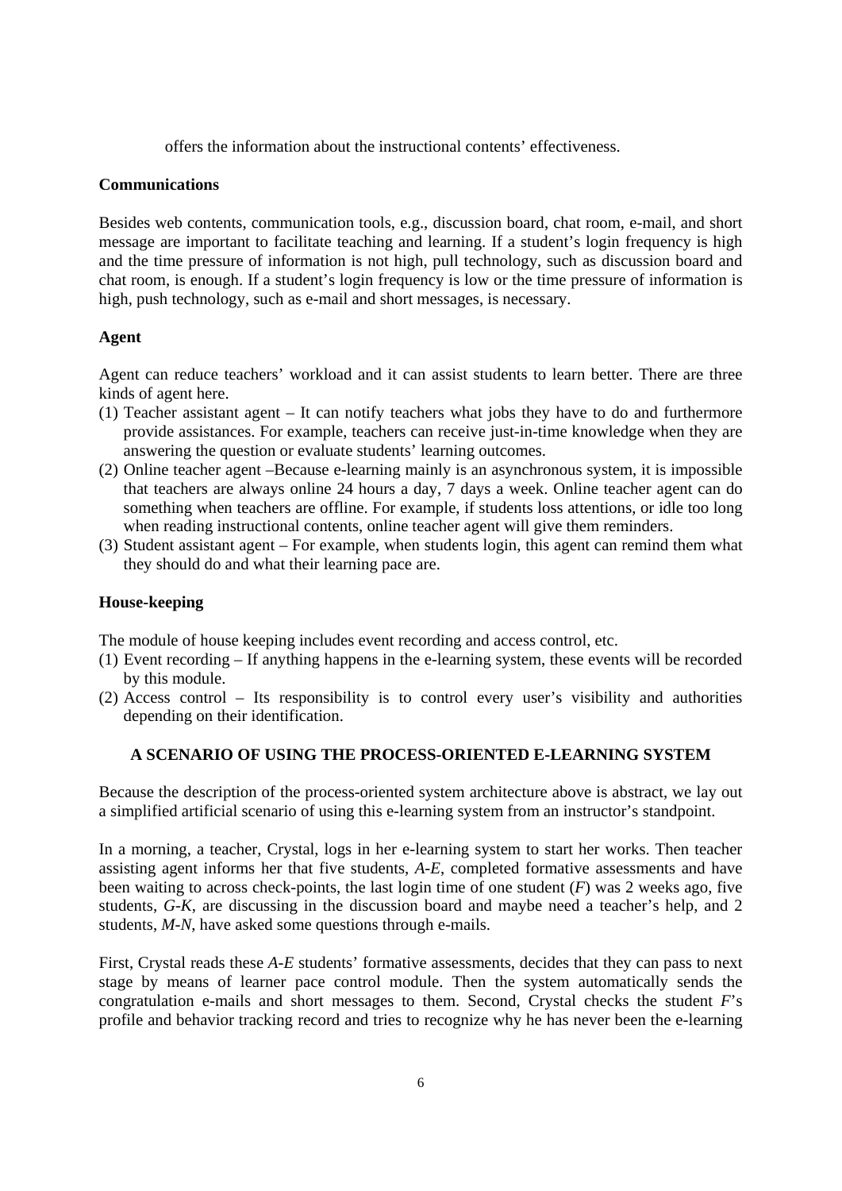offers the information about the instructional contents' effectiveness.

**Communications**

Besides web contents, communication tools, e.g., discussion board, chat room, e-mail, and short message are important to facilitate teaching and learning. If a student's login frequency is high and the time pressure of information is not high, pull technology, such as discussion board and chat room, is enough. If a student's login frequency is low or the time pressure of information is high, push technology, such as e-mail and short messages, is necessary.

**Agent**

Agent can reduce teachers' workload and it can assist students to learn better. There are three kinds of agent here.

(1) Teacher assistant agent – It can notify teachers what jobs they have to do and furthermore provide assistances. For example, teachers can receive just-in-time knowledge when they are answering the question or evaluate students' learning outcomes.
(2) Online teacher agent –Because e-learning mainly is an asynchronous system, it is impossible that teachers are always online 24 hours a day, 7 days a week. Online teacher agent can do something when teachers are offline. For example, if students loss attentions, or idle too long when reading instructional contents, online teacher agent will give them reminders.
(3) Student assistant agent – For example, when students login, this agent can remind them what they should do and what their learning pace are.

**House-keeping**

The module of house keeping includes event recording and access control, etc.

(1) Event recording – If anything happens in the e-learning system, these events will be recorded by this module.
(2) Access control – Its responsibility is to control every user's visibility and authorities depending on their identification.

## A SCENARIO OF USING THE PROCESS-ORIENTED E-LEARNING SYSTEM

Because the description of the process-oriented system architecture above is abstract, we lay out a simplified artificial scenario of using this e-learning system from an instructor's standpoint.

In a morning, a teacher, Crystal, logs in her e-learning system to start her works. Then teacher assisting agent informs her that five students, *A-E*, completed formative assessments and have been waiting to across check-points, the last login time of one student (*F*) was 2 weeks ago, five students, *G-K*, are discussing in the discussion board and maybe need a teacher's help, and 2 students, *M-N*, have asked some questions through e-mails.

First, Crystal reads these *A-E* students' formative assessments, decides that they can pass to next stage by means of learner pace control module. Then the system automatically sends the congratulation e-mails and short messages to them. Second, Crystal checks the student *F*'s profile and behavior tracking record and tries to recognize why he has never been the e-learning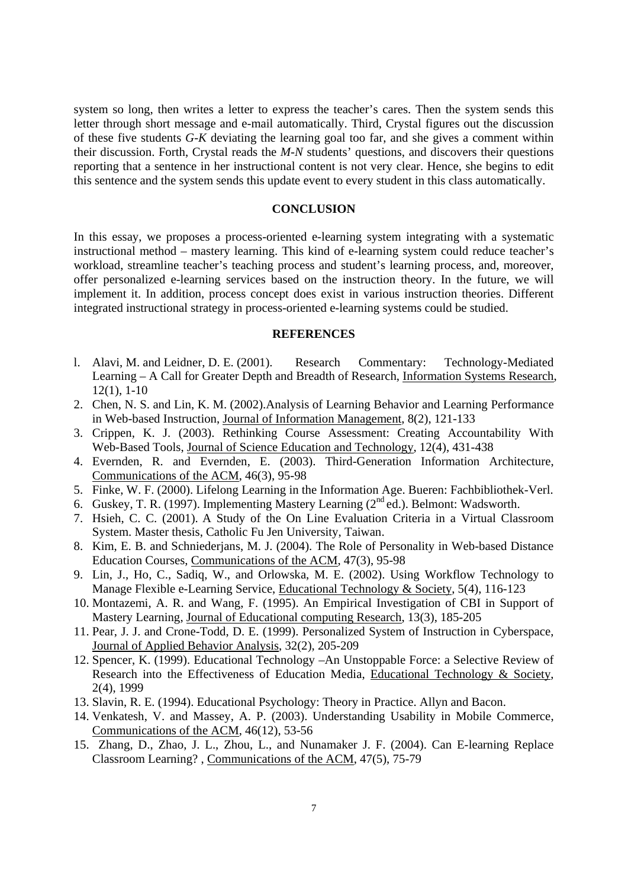system so long, then writes a letter to express the teacher's cares. Then the system sends this letter through short message and e-mail automatically. Third, Crystal figures out the discussion of these five students *G-K* deviating the learning goal too far, and she gives a comment within their discussion. Forth, Crystal reads the *M-N* students' questions, and discovers their questions reporting that a sentence in her instructional content is not very clear. Hence, she begins to edit this sentence and the system sends this update event to every student in this class automatically.

## CONCLUSION

In this essay, we proposes a process-oriented e-learning system integrating with a systematic instructional method – mastery learning. This kind of e-learning system could reduce teacher's workload, streamline teacher's teaching process and student's learning process, and, moreover, offer personalized e-learning services based on the instruction theory. In the future, we will implement it. In addition, process concept does exist in various instruction theories. Different integrated instructional strategy in process-oriented e-learning systems could be studied.

## REFERENCES

1. Alavi, M. and Leidner, D. E. (2001). Research Commentary: Technology-Mediated Learning – A Call for Greater Depth and Breadth of Research, Information Systems Research, 12(1), 1-10
2. Chen, N. S. and Lin, K. M. (2002).Analysis of Learning Behavior and Learning Performance in Web-based Instruction, Journal of Information Management, 8(2), 121-133
3. Crippen, K. J. (2003). Rethinking Course Assessment: Creating Accountability With Web-Based Tools, Journal of Science Education and Technology, 12(4), 431-438
4. Evernden, R. and Evernden, E. (2003). Third-Generation Information Architecture, Communications of the ACM, 46(3), 95-98
5. Finke, W. F. (2000). Lifelong Learning in the Information Age. Bueren: Fachbibliothek-Verl.
6. Guskey, T. R. (1997). Implementing Mastery Learning (2nd ed.). Belmont: Wadsworth.
7. Hsieh, C. C. (2001). A Study of the On Line Evaluation Criteria in a Virtual Classroom System. Master thesis, Catholic Fu Jen University, Taiwan.
8. Kim, E. B. and Schniederjans, M. J. (2004). The Role of Personality in Web-based Distance Education Courses, Communications of the ACM, 47(3), 95-98
9. Lin, J., Ho, C., Sadiq, W., and Orlowska, M. E. (2002). Using Workflow Technology to Manage Flexible e-Learning Service, Educational Technology & Society, 5(4), 116-123
10. Montazemi, A. R. and Wang, F. (1995). An Empirical Investigation of CBI in Support of Mastery Learning, Journal of Educational computing Research, 13(3), 185-205
11. Pear, J. J. and Crone-Todd, D. E. (1999). Personalized System of Instruction in Cyberspace, Journal of Applied Behavior Analysis, 32(2), 205-209
12. Spencer, K. (1999). Educational Technology –An Unstoppable Force: a Selective Review of Research into the Effectiveness of Education Media, Educational Technology & Society, 2(4), 1999
13. Slavin, R. E. (1994). Educational Psychology: Theory in Practice. Allyn and Bacon.
14. Venkatesh, V. and Massey, A. P. (2003). Understanding Usability in Mobile Commerce, Communications of the ACM, 46(12), 53-56
15. Zhang, D., Zhao, J. L., Zhou, L., and Nunamaker J. F. (2004). Can E-learning Replace Classroom Learning? , Communications of the ACM, 47(5), 75-79